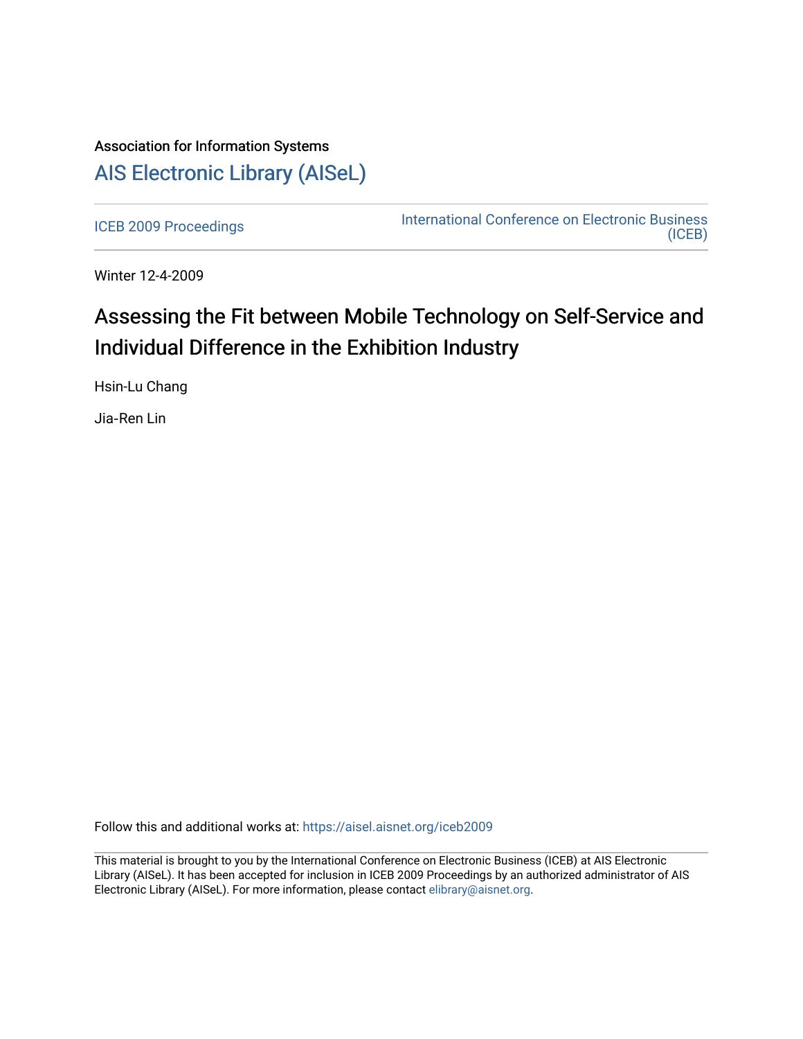Association for Information Systems

# AIS Electronic Library (AISeL)

ICEB 2009 Proceedings

International Conference on Electronic Business (ICEB)

Winter 12-4-2009

# Assessing the Fit between Mobile Technology on Self-Service and Individual Difference in the Exhibition Industry

Hsin-Lu Chang

Jia-Ren Lin

Follow this and additional works at: https://aisel.aisnet.org/iceb2009

This material is brought to you by the International Conference on Electronic Business (ICEB) at AIS Electronic Library (AISeL). It has been accepted for inclusion in ICEB 2009 Proceedings by an authorized administrator of AIS Electronic Library (AISeL). For more information, please contact elibrary@aisnet.org.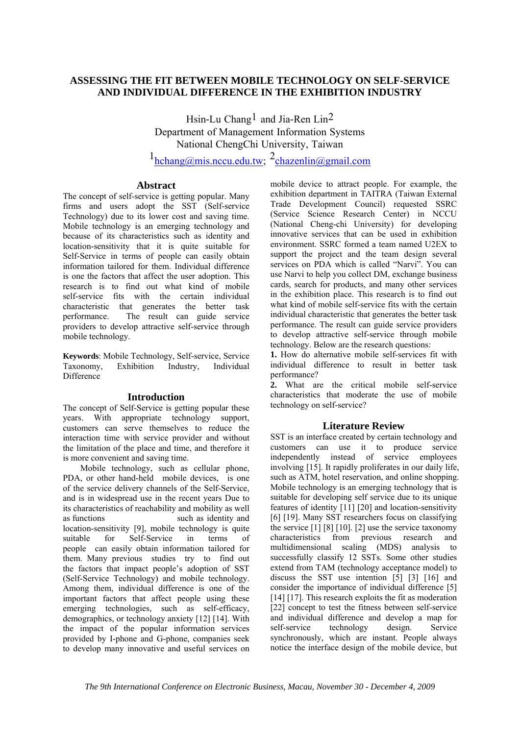# ASSESSING THE FIT BETWEEN MOBILE TECHNOLOGY ON SELF-SERVICE AND INDIVIDUAL DIFFERENCE IN THE EXHIBITION INDUSTRY

Hsin-Lu Chang[1] and Jia-Ren Lin[2]
Department of Management Information Systems
National ChengChi University, Taiwan
[1]hchang@mis.nccu.edu.tw; [2]chazenlin@gmail.com

## Abstract

The concept of self-service is getting popular. Many firms and users adopt the SST (Self-service Technology) due to its lower cost and saving time. Mobile technology is an emerging technology and because of its characteristics such as identity and location-sensitivity that it is quite suitable for Self-Service in terms of people can easily obtain information tailored for them. Individual difference is one the factors that affect the user adoption. This research is to find out what kind of mobile self-service fits with the certain individual characteristic that generates the better task performance. The result can guide service providers to develop attractive self-service through mobile technology.

**Keywords**: Mobile Technology, Self-service, Service Taxonomy, Exhibition Industry, Individual Difference

## Introduction

The concept of Self-Service is getting popular these years. With appropriate technology support, customers can serve themselves to reduce the interaction time with service provider and without the limitation of the place and time, and therefore it is more convenient and saving time.

Mobile technology, such as cellular phone, PDA, or other hand-held mobile devices, is one of the service delivery channels of the Self-Service, and is in widespread use in the recent years Due to its characteristics of reachability and mobility as well as functions such as identity and location-sensitivity [9], mobile technology is quite suitable for Self-Service in terms of people can easily obtain information tailored for them. Many previous studies try to find out the factors that impact people's adoption of SST (Self-Service Technology) and mobile technology. Among them, individual difference is one of the important factors that affect people using these emerging technologies, such as self-efficacy, demographics, or technology anxiety [12] [14]. With the impact of the popular information services provided by I-phone and G-phone, companies seek to develop many innovative and useful services on mobile device to attract people. For example, the exhibition department in TAITRA (Taiwan External Trade Development Council) requested SSRC (Service Science Research Center) in NCCU (National Cheng-chi University) for developing innovative services that can be used in exhibition environment. SSRC formed a team named U2EX to support the project and the team design several services on PDA which is called "Narvi". You can use Narvi to help you collect DM, exchange business cards, search for products, and many other services in the exhibition place. This research is to find out what kind of mobile self-service fits with the certain individual characteristic that generates the better task performance. The result can guide service providers to develop attractive self-service through mobile technology. Below are the research questions:

**1.** How do alternative mobile self-services fit with individual difference to result in better task performance?

**2.** What are the critical mobile self-service characteristics that moderate the use of mobile technology on self-service?

## Literature Review

SST is an interface created by certain technology and customers can use it to produce service independently instead of service employees involving [15]. It rapidly proliferates in our daily life, such as ATM, hotel reservation, and online shopping. Mobile technology is an emerging technology that is suitable for developing self service due to its unique features of identity [11] [20] and location-sensitivity [6] [19]. Many SST researchers focus on classifying the service [1] [8] [10]. [2] use the service taxonomy characteristics from previous research and multidimensional scaling (MDS) analysis to successfully classify 12 SSTs. Some other studies extend from TAM (technology acceptance model) to discuss the SST use intention [5] [3] [16] and consider the importance of individual difference [5] [14] [17]. This research exploits the fit as moderation [22] concept to test the fitness between self-service and individual difference and develop a map for self-service technology design. Service synchronously, which are instant. People always notice the interface design of the mobile device, but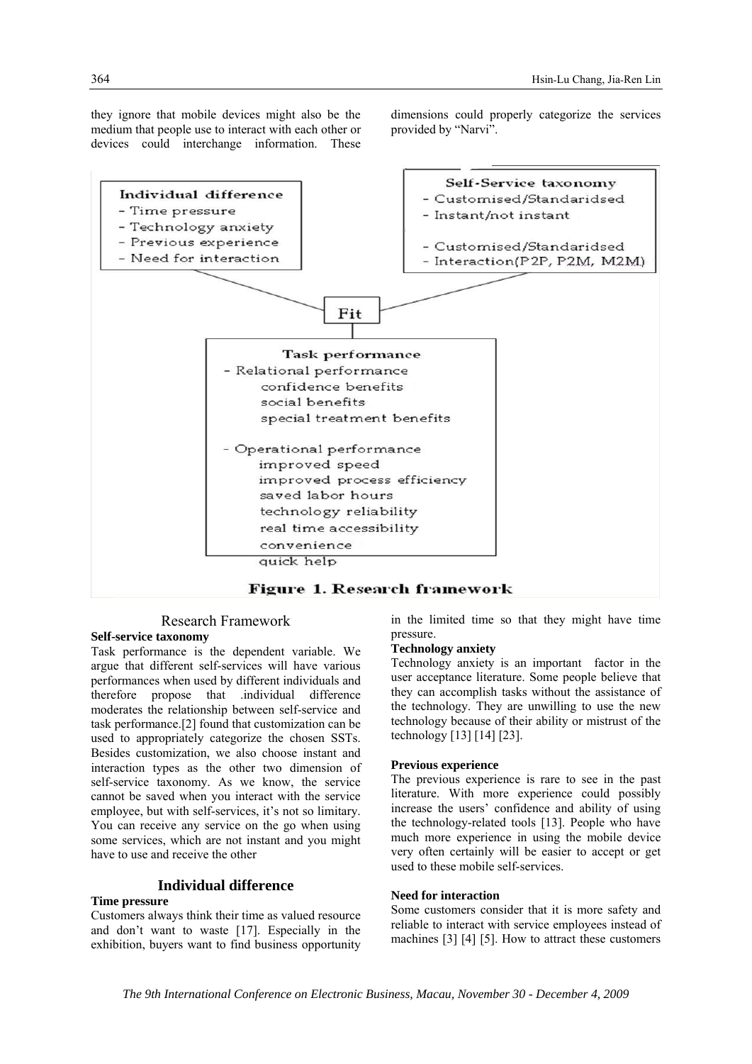they ignore that mobile devices might also be the medium that people use to interact with each other or devices could interchange information. These dimensions could properly categorize the services provided by "Narvi".

Individual difference
- Time pressure
- Technology anxiety
- Previous experience
- Need for interaction

Self-Service taxonomy
- Customised/Standaridsed
- Instant/not instant

- Customised/Standaridsed
- Interaction(P2P, P2M, M2M)

Fit

Task performance
- Relational performance
  - confidence benefits
  - social benefits
  - special treatment benefits
- Operational performance
  - improved speed
  - improved process efficiency
  - saved labor hours
  - technology reliability
  - real time accessibility
  - convenience
  - quick help

**Figure 1. Research framework**

## Research Framework

**Self-service taxonomy**

Task performance is the dependent variable. We argue that different self-services will have various performances when used by different individuals and therefore propose that .individual difference moderates the relationship between self-service and task performance.[2] found that customization can be used to appropriately categorize the chosen SSTs. Besides customization, we also choose instant and interaction types as the other two dimension of self-service taxonomy. As we know, the service cannot be saved when you interact with the service employee, but with self-services, it's not so limitary. You can receive any service on the go when using some services, which are not instant and you might have to use and receive the other

## Individual difference

**Time pressure**

Customers always think their time as valued resource and don't want to waste [17]. Especially in the exhibition, buyers want to find business opportunity in the limited time so that they might have time pressure.

**Technology anxiety**

Technology anxiety is an important factor in the user acceptance literature. Some people believe that they can accomplish tasks without the assistance of the technology. They are unwilling to use the new technology because of their ability or mistrust of the technology [13] [14] [23].

**Previous experience**

The previous experience is rare to see in the past literature. With more experience could possibly increase the users' confidence and ability of using the technology-related tools [13]. People who have much more experience in using the mobile device very often certainly will be easier to accept or get used to these mobile self-services.

**Need for interaction**

Some customers consider that it is more safety and reliable to interact with service employees instead of machines [3] [4] [5]. How to attract these customers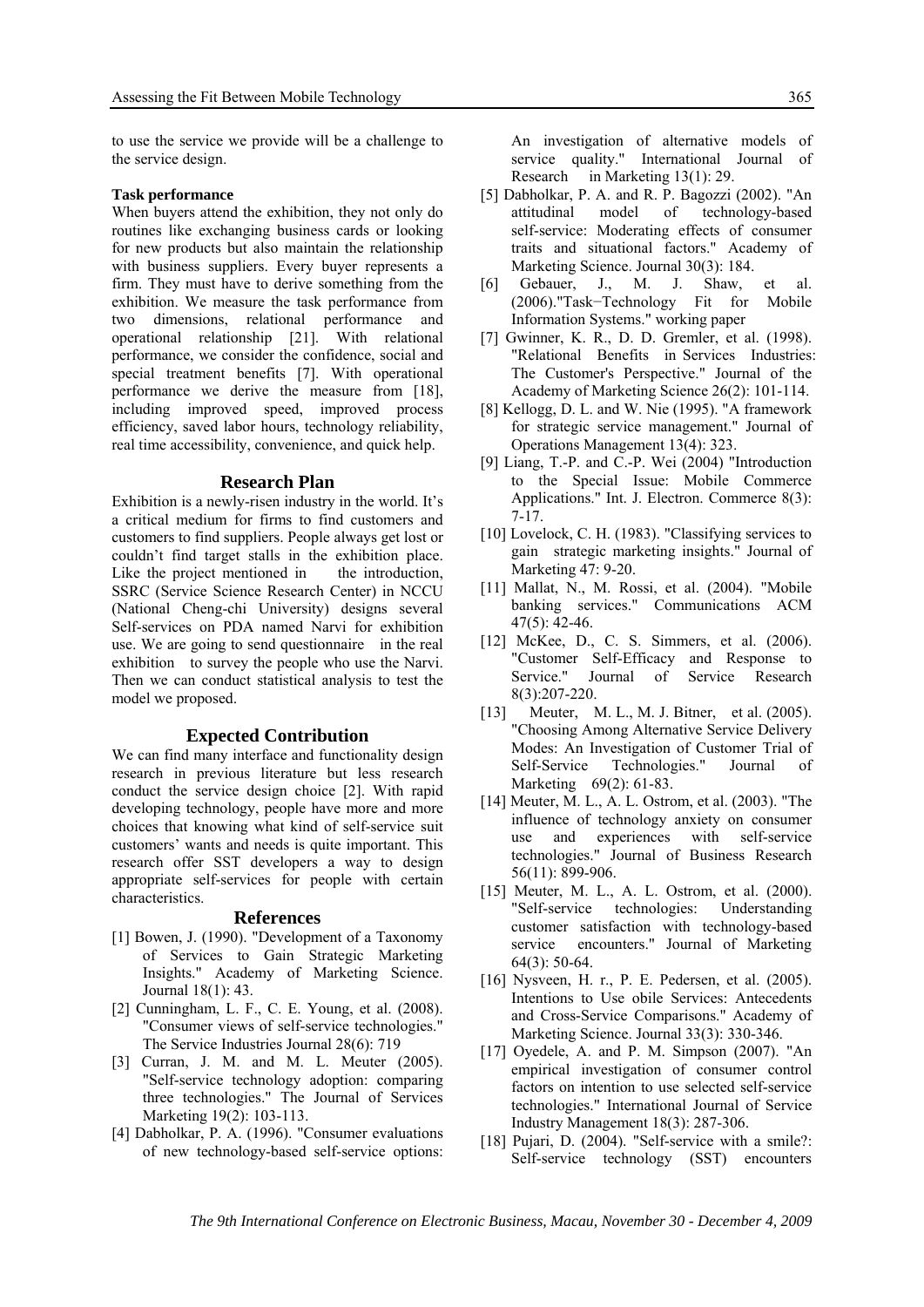to use the service we provide will be a challenge to the service design.

**Task performance**

When buyers attend the exhibition, they not only do routines like exchanging business cards or looking for new products but also maintain the relationship with business suppliers. Every buyer represents a firm. They must have to derive something from the exhibition. We measure the task performance from two dimensions, relational performance and operational relationship [21]. With relational performance, we consider the confidence, social and special treatment benefits [7]. With operational performance we derive the measure from [18], including improved speed, improved process efficiency, saved labor hours, technology reliability, real time accessibility, convenience, and quick help.

## Research Plan

Exhibition is a newly-risen industry in the world. It's a critical medium for firms to find customers and customers to find suppliers. People always get lost or couldn't find target stalls in the exhibition place. Like the project mentioned in the introduction, SSRC (Service Science Research Center) in NCCU (National Cheng-chi University) designs several Self-services on PDA named Narvi for exhibition use. We are going to send questionnaire in the real exhibition to survey the people who use the Narvi. Then we can conduct statistical analysis to test the model we proposed.

## Expected Contribution

We can find many interface and functionality design research in previous literature but less research conduct the service design choice [2]. With rapid developing technology, people have more and more choices that knowing what kind of self-service suit customers' wants and needs is quite important. This research offer SST developers a way to design appropriate self-services for people with certain characteristics.

## References

[1] Bowen, J. (1990). "Development of a Taxonomy of Services to Gain Strategic Marketing Insights." Academy of Marketing Science. Journal 18(1): 43.

[2] Cunningham, L. F., C. E. Young, et al. (2008). "Consumer views of self-service technologies." The Service Industries Journal 28(6): 719

[3] Curran, J. M. and M. L. Meuter (2005). "Self-service technology adoption: comparing three technologies." The Journal of Services Marketing 19(2): 103-113.

[4] Dabholkar, P. A. (1996). "Consumer evaluations of new technology-based self-service options: An investigation of alternative models of service quality." International Journal of Research in Marketing 13(1): 29.

[5] Dabholkar, P. A. and R. P. Bagozzi (2002). "An attitudinal model of technology-based self-service: Moderating effects of consumer traits and situational factors." Academy of Marketing Science. Journal 30(3): 184.

[6] Gebauer, J., M. J. Shaw, et al. (2006)."Task−Technology Fit for Mobile Information Systems." working paper

[7] Gwinner, K. R., D. D. Gremler, et al. (1998). "Relational Benefits in Services Industries: The Customer's Perspective." Journal of the Academy of Marketing Science 26(2): 101-114.

[8] Kellogg, D. L. and W. Nie (1995). "A framework for strategic service management." Journal of Operations Management 13(4): 323.

[9] Liang, T.-P. and C.-P. Wei (2004) "Introduction to the Special Issue: Mobile Commerce Applications." Int. J. Electron. Commerce 8(3): 7-17.

[10] Lovelock, C. H. (1983). "Classifying services to gain strategic marketing insights." Journal of Marketing 47: 9-20.

[11] Mallat, N., M. Rossi, et al. (2004). "Mobile banking services." Communications ACM 47(5): 42-46.

[12] McKee, D., C. S. Simmers, et al. (2006). "Customer Self-Efficacy and Response to Service." Journal of Service Research 8(3):207-220.

[13] Meuter, M. L., M. J. Bitner, et al. (2005). "Choosing Among Alternative Service Delivery Modes: An Investigation of Customer Trial of Self-Service Technologies." Journal of Marketing 69(2): 61-83.

[14] Meuter, M. L., A. L. Ostrom, et al. (2003). "The influence of technology anxiety on consumer use and experiences with self-service technologies." Journal of Business Research 56(11): 899-906.

[15] Meuter, M. L., A. L. Ostrom, et al. (2000). "Self-service technologies: Understanding customer satisfaction with technology-based service encounters." Journal of Marketing 64(3): 50-64.

[16] Nysveen, H. r., P. E. Pedersen, et al. (2005). Intentions to Use obile Services: Antecedents and Cross-Service Comparisons." Academy of Marketing Science. Journal 33(3): 330-346.

[17] Oyedele, A. and P. M. Simpson (2007). "An empirical investigation of consumer control factors on intention to use selected self-service technologies." International Journal of Service Industry Management 18(3): 287-306.

[18] Pujari, D. (2004). "Self-service with a smile?: Self-service technology (SST) encounters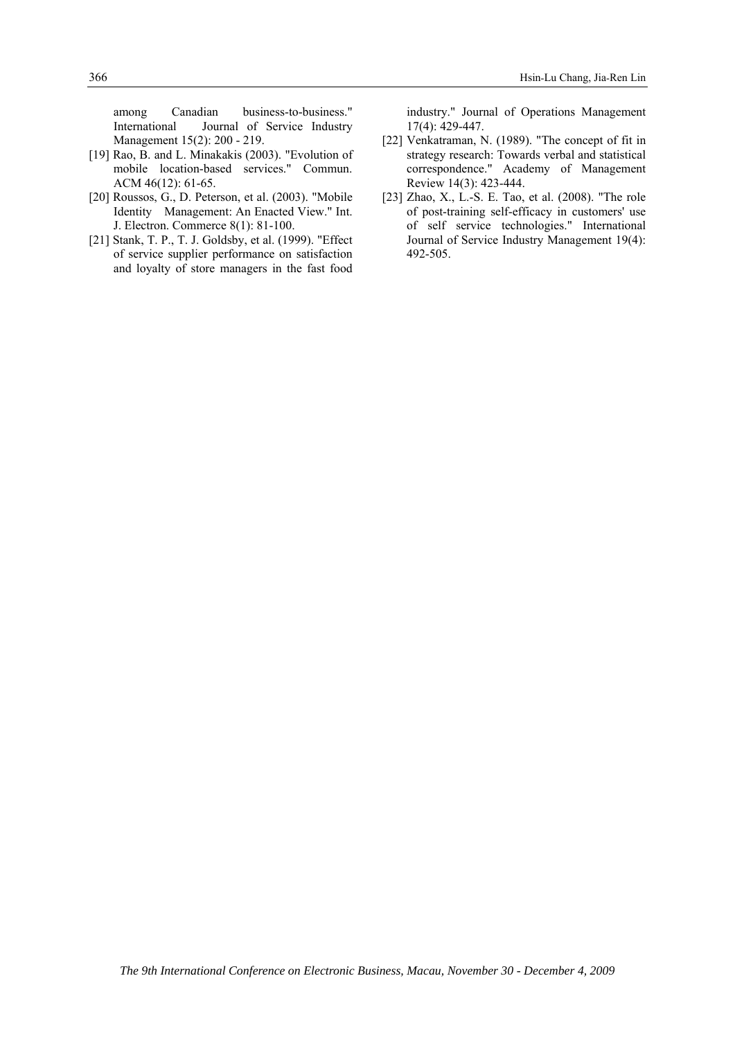among Canadian business-to-business." International Journal of Service Industry Management 15(2): 200 - 219.

[19] Rao, B. and L. Minakakis (2003). "Evolution of mobile location-based services." Commun. ACM 46(12): 61-65.

[20] Roussos, G., D. Peterson, et al. (2003). "Mobile Identity Management: An Enacted View." Int. J. Electron. Commerce 8(1): 81-100.

[21] Stank, T. P., T. J. Goldsby, et al. (1999). "Effect of service supplier performance on satisfaction and loyalty of store managers in the fast food industry." Journal of Operations Management 17(4): 429-447.

[22] Venkatraman, N. (1989). "The concept of fit in strategy research: Towards verbal and statistical correspondence." Academy of Management Review 14(3): 423-444.

[23] Zhao, X., L.-S. E. Tao, et al. (2008). "The role of post-training self-efficacy in customers' use of self service technologies." International Journal of Service Industry Management 19(4): 492-505.